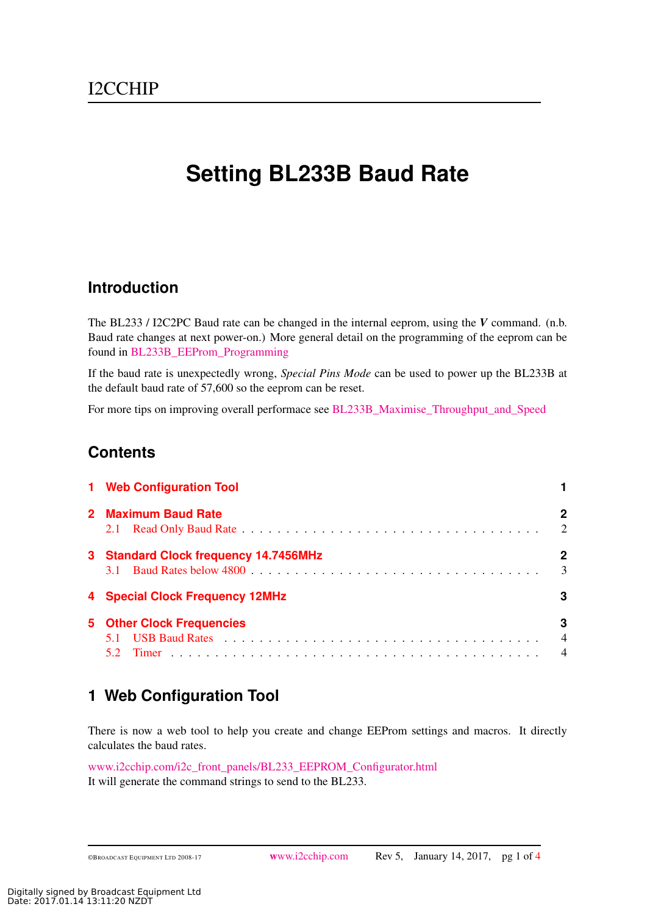I2CCHIP

# Setting BL233B Baud Rate

## Introduction

The BL233 / I2C2PC Baud rate can be changed in the internal eeprom, using the ***V*** command. (n.b. Baud rate changes at next power-on.) More general detail on the programming of the eeprom can be found in BL233B_EEProm_Programming

If the baud rate is unexpectedly wrong, *Special Pins Mode* can be used to power up the BL233B at the default baud rate of 57,600 so the eeprom can be reset.

For more tips on improving overall performace see BL233B_Maximise_Throughput_and_Speed

## Contents

- **1 Web Configuration Tool** — 1
- **2 Maximum Baud Rate** — 2
  - 2.1 Read Only Baud Rate — 2
- **3 Standard Clock frequency 14.7456MHz** — 2
  - 3.1 Baud Rates below 4800 — 3
- **4 Special Clock Frequency 12MHz** — 3
- **5 Other Clock Frequencies** — 3
  - 5.1 USB Baud Rates — 4
  - 5.2 Timer — 4

## 1 Web Configuration Tool

There is now a web tool to help you create and change EEProm settings and macros. It directly calculates the baud rates.

www.i2cchip.com/i2c_front_panels/BL233_EEPROM_Configurator.html
It will generate the command strings to send to the BL233.

Digitally signed by Broadcast Equipment Ltd
Date: 2017.01.14 13:11:20 NZDT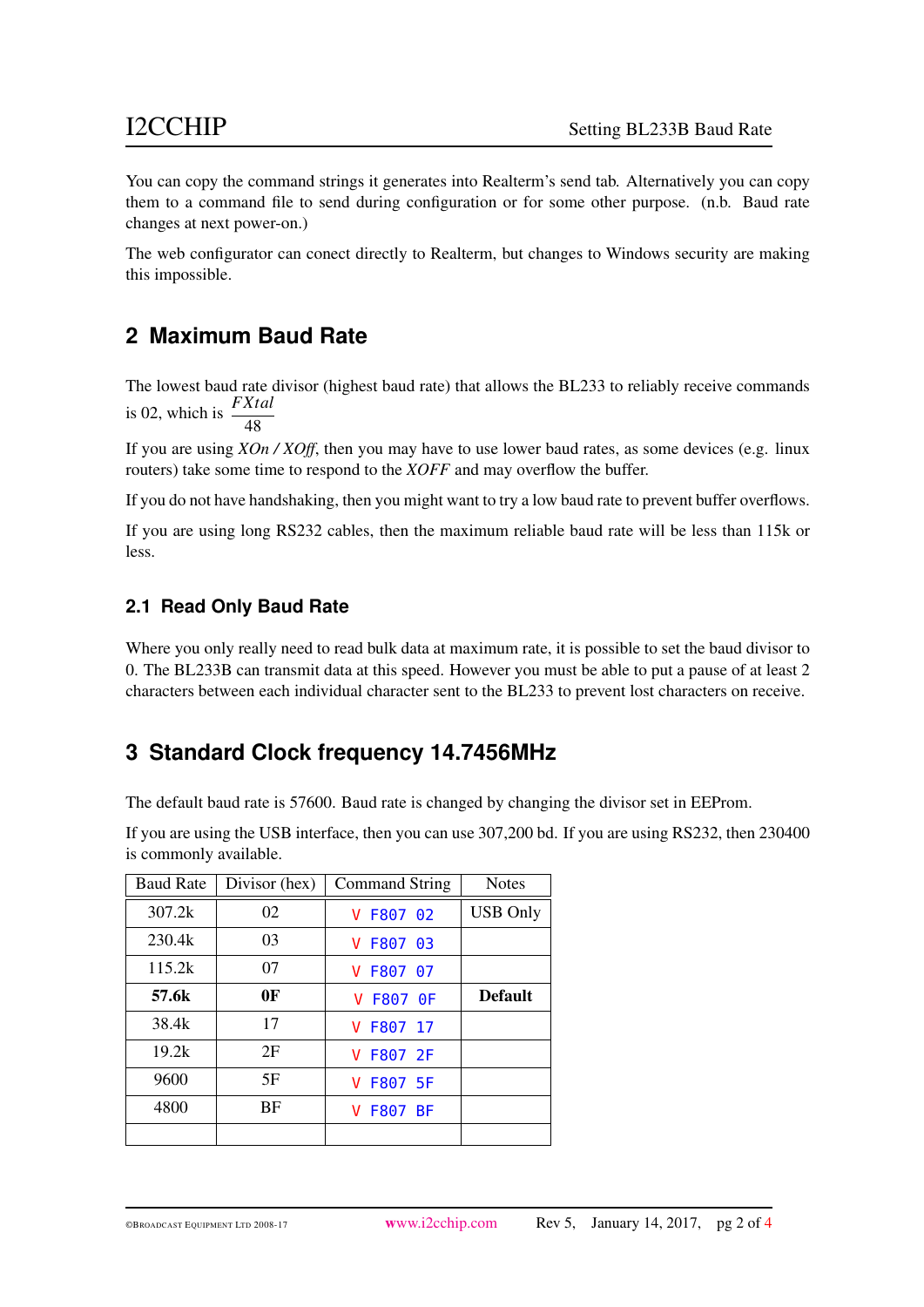You can copy the command strings it generates into Realterm's send tab. Alternatively you can copy them to a command file to send during configuration or for some other purpose. (n.b. Baud rate changes at next power-on.)

The web configurator can conect directly to Realterm, but changes to Windows security are making this impossible.

## 2 Maximum Baud Rate

The lowest baud rate divisor (highest baud rate) that allows the BL233 to reliably receive commands is 02, which is $\frac{FXtal}{48}$

If you are using *XOn / XOff*, then you may have to use lower baud rates, as some devices (e.g. linux routers) take some time to respond to the *XOFF* and may overflow the buffer.

If you do not have handshaking, then you might want to try a low baud rate to prevent buffer overflows.

If you are using long RS232 cables, then the maximum reliable baud rate will be less than 115k or less.

### 2.1 Read Only Baud Rate

Where you only really need to read bulk data at maximum rate, it is possible to set the baud divisor to 0. The BL233B can transmit data at this speed. However you must be able to put a pause of at least 2 characters between each individual character sent to the BL233 to prevent lost characters on receive.

## 3 Standard Clock frequency 14.7456MHz

The default baud rate is 57600. Baud rate is changed by changing the divisor set in EEProm.

If you are using the USB interface, then you can use 307,200 bd. If you are using RS232, then 230400 is commonly available.

| Baud Rate | Divisor (hex) | Command String | Notes |
|---|---|---|---|
| 307.2k | 02 | `V F807 02` | USB Only |
| 230.4k | 03 | `V F807 03` | |
| 115.2k | 07 | `V F807 07` | |
| **57.6k** | **0F** | `V F807 0F` | **Default** |
| 38.4k | 17 | `V F807 17` | |
| 19.2k | 2F | `V F807 2F` | |
| 9600 | 5F | `V F807 5F` | |
| 4800 | BF | `V F807 BF` | |
| | | | |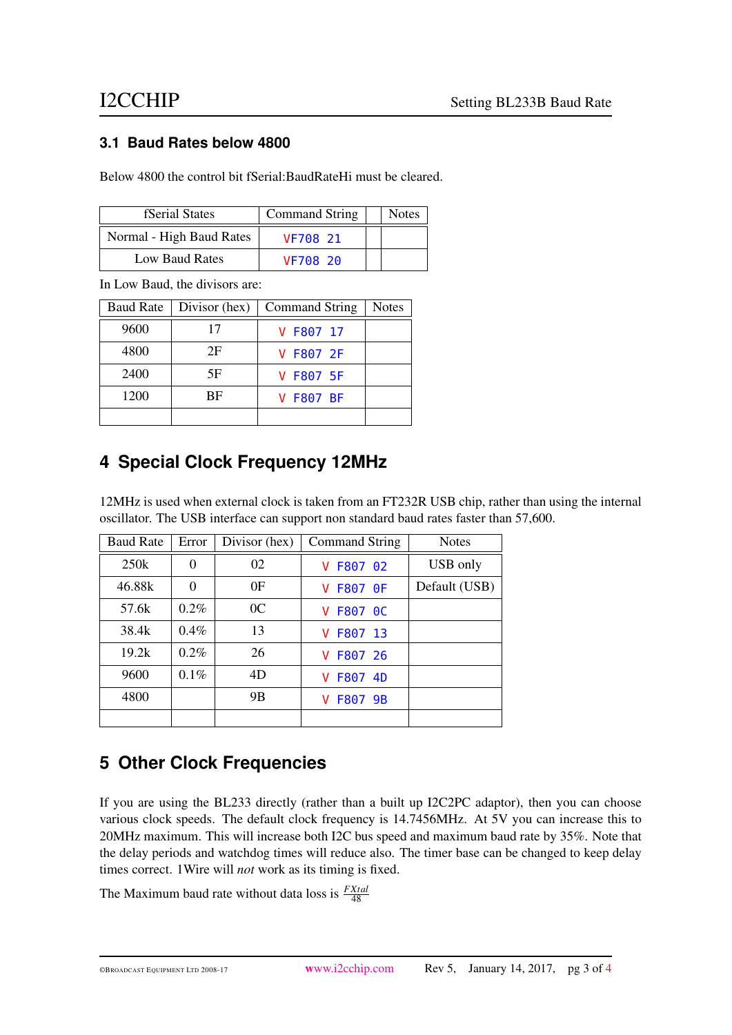### 3.1 Baud Rates below 4800

Below 4800 the control bit fSerial:BaudRateHi must be cleared.

| fSerial States | Command String | | Notes |
|---|---|---|---|
| Normal - High Baud Rates | VF708 21 | | |
| Low Baud Rates | VF708 20 | | |

In Low Baud, the divisors are:

| Baud Rate | Divisor (hex) | Command String | Notes |
|---|---|---|---|
| 9600 | 17 | V F807 17 | |
| 4800 | 2F | V F807 2F | |
| 2400 | 5F | V F807 5F | |
| 1200 | BF | V F807 BF | |
| | | | |

## 4 Special Clock Frequency 12MHz

12MHz is used when external clock is taken from an FT232R USB chip, rather than using the internal oscillator. The USB interface can support non standard baud rates faster than 57,600.

| Baud Rate | Error | Divisor (hex) | Command String | Notes |
|---|---|---|---|---|
| 250k | 0 | 02 | V F807 02 | USB only |
| 46.88k | 0 | 0F | V F807 0F | Default (USB) |
| 57.6k | 0.2% | 0C | V F807 0C | |
| 38.4k | 0.4% | 13 | V F807 13 | |
| 19.2k | 0.2% | 26 | V F807 26 | |
| 9600 | 0.1% | 4D | V F807 4D | |
| 4800 | | 9B | V F807 9B | |
| | | | | |

## 5 Other Clock Frequencies

If you are using the BL233 directly (rather than a built up I2C2PC adaptor), then you can choose various clock speeds. The default clock frequency is 14.7456MHz. At 5V you can increase this to 20MHz maximum. This will increase both I2C bus speed and maximum baud rate by 35%. Note that the delay periods and watchdog times will reduce also. The timer base can be changed to keep delay times correct. 1Wire will *not* work as its timing is fixed.

The Maximum baud rate without data loss is $\frac{FXtal}{48}$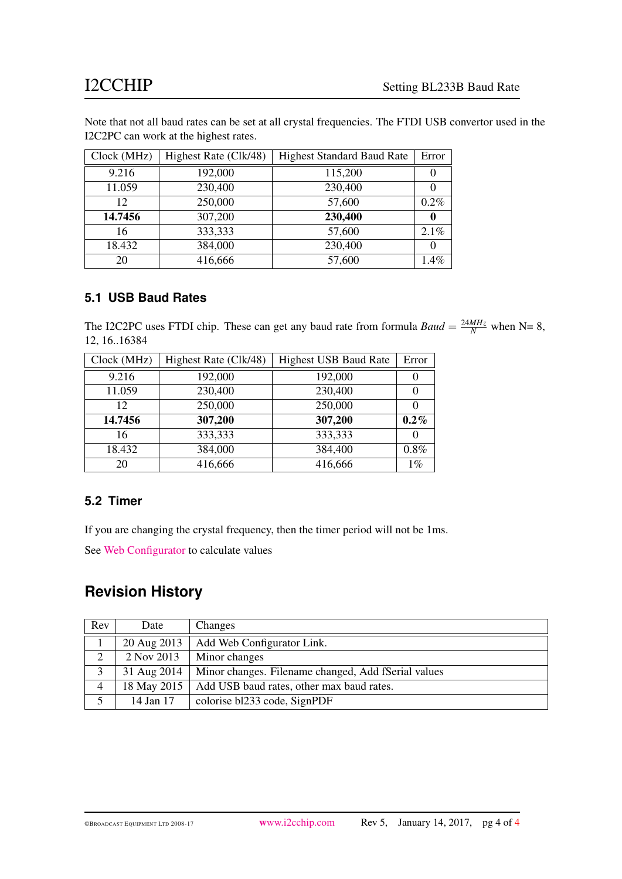Note that not all baud rates can be set at all crystal frequencies. The FTDI USB convertor used in the I2C2PC can work at the highest rates.

| Clock (MHz) | Highest Rate (Clk/48) | Highest Standard Baud Rate | Error |
|---|---|---|---|
| 9.216 | 192,000 | 115,200 | 0 |
| 11.059 | 230,400 | 230,400 | 0 |
| 12 | 250,000 | 57,600 | 0.2% |
| **14.7456** | 307,200 | **230,400** | **0** |
| 16 | 333,333 | 57,600 | 2.1% |
| 18.432 | 384,000 | 230,400 | 0 |
| 20 | 416,666 | 57,600 | 1.4% |

### 5.1 USB Baud Rates

The I2C2PC uses FTDI chip. These can get any baud rate from formula $Baud = \frac{24MHz}{N}$ when N= 8, 12, 16..16384

| Clock (MHz) | Highest Rate (Clk/48) | Highest USB Baud Rate | Error |
|---|---|---|---|
| 9.216 | 192,000 | 192,000 | 0 |
| 11.059 | 230,400 | 230,400 | 0 |
| 12 | 250,000 | 250,000 | 0 |
| **14.7456** | **307,200** | **307,200** | **0.2%** |
| 16 | 333,333 | 333,333 | 0 |
| 18.432 | 384,000 | 384,400 | 0.8% |
| 20 | 416,666 | 416,666 | 1% |

### 5.2 Timer

If you are changing the crystal frequency, then the timer period will not be 1ms.

See Web Configurator to calculate values

## Revision History

| Rev | Date | Changes |
|---|---|---|
| 1 | 20 Aug 2013 | Add Web Configurator Link. |
| 2 | 2 Nov 2013 | Minor changes |
| 3 | 31 Aug 2014 | Minor changes. Filename changed, Add fSerial values |
| 4 | 18 May 2015 | Add USB baud rates, other max baud rates. |
| 5 | 14 Jan 17 | colorise bl233 code, SignPDF |